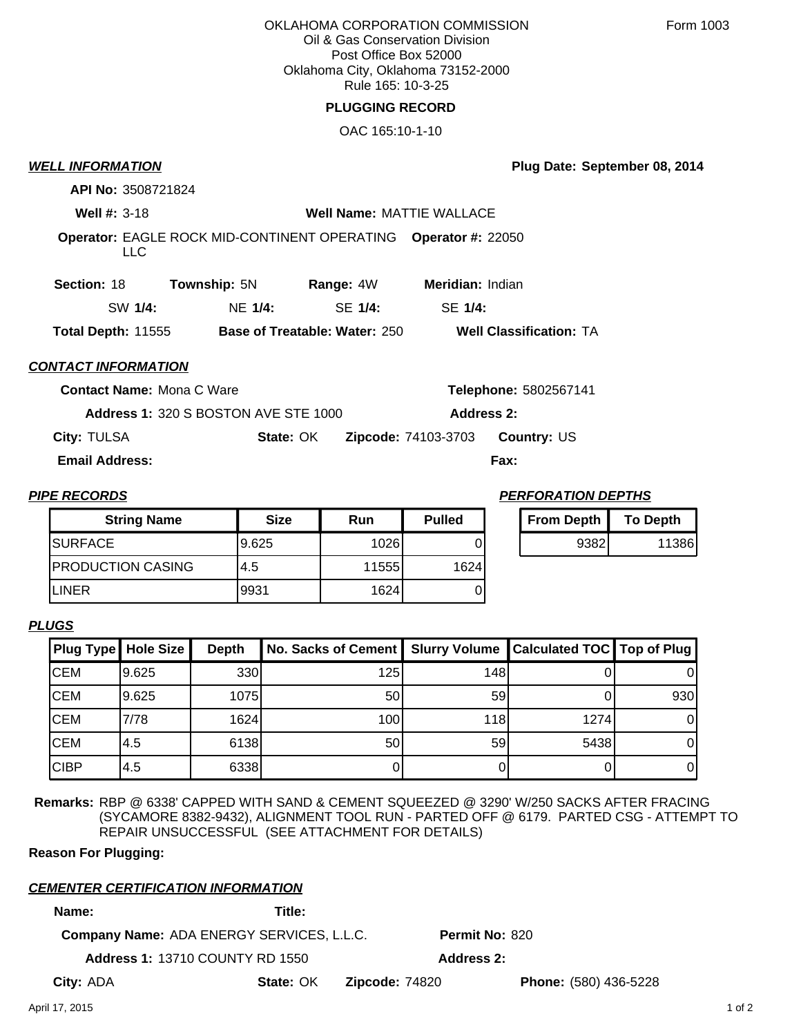OKLAHOMA CORPORATION COMMISSION
Oil & Gas Conservation Division
Post Office Box 52000
Oklahoma City, Oklahoma 73152-2000
Rule 165: 10-3-25

Form 1003

# PLUGGING RECORD

OAC 165:10-1-10

## WELL INFORMATION

**Plug Date: September 08, 2014**

**API No:** 3508721824

**Well #:** 3-18 **Well Name:** MATTIE WALLACE

**Operator:** EAGLE ROCK MID-CONTINENT OPERATING LLC **Operator #:** 22050

**Section:** 18 **Township:** 5N **Range:** 4W **Meridian:** Indian

SW **1/4:** NE **1/4:** SE **1/4:** SE **1/4:**

**Total Depth:** 11555 **Base of Treatable Water:** 250 **Well Classification:** TA

## CONTACT INFORMATION

**Contact Name:** Mona C Ware **Telephone:** 5802567141

**Address 1:** 320 S BOSTON AVE STE 1000 **Address 2:**

**City:** TULSA **State:** OK **Zipcode:** 74103-3703 **Country:** US

**Email Address:** **Fax:**

## PIPE RECORDS

| String Name | Size | Run | Pulled |
|---|---|---|---|
| SURFACE | 9.625 | 1026 | 0 |
| PRODUCTION CASING | 4.5 | 11555 | 1624 |
| LINER | 9931 | 1624 | 0 |

## PERFORATION DEPTHS

| From Depth | To Depth |
|---|---|
| 9382 | 11386 |

## PLUGS

| Plug Type | Hole Size | Depth | No. Sacks of Cement | Slurry Volume | Calculated TOC | Top of Plug |
|---|---|---|---|---|---|---|
| CEM | 9.625 | 330 | 125 | 148 | 0 | 0 |
| CEM | 9.625 | 1075 | 50 | 59 | 0 | 930 |
| CEM | 7/78 | 1624 | 100 | 118 | 1274 | 0 |
| CEM | 4.5 | 6138 | 50 | 59 | 5438 | 0 |
| CIBP | 4.5 | 6338 | 0 | 0 | 0 | 0 |

**Remarks:** RBP @ 6338' CAPPED WITH SAND & CEMENT SQUEEZED @ 3290' W/250 SACKS AFTER FRACING (SYCAMORE 8382-9432), ALIGNMENT TOOL RUN - PARTED OFF @ 6179. PARTED CSG - ATTEMPT TO REPAIR UNSUCCESSFUL (SEE ATTACHMENT FOR DETAILS)

**Reason For Plugging:**

## CEMENTER CERTIFICATION INFORMATION

**Name:** **Title:**

**Company Name:** ADA ENERGY SERVICES, L.L.C. **Permit No:** 820

**Address 1:** 13710 COUNTY RD 1550 **Address 2:**

**City:** ADA **State:** OK **Zipcode:** 74820 **Phone:** (580) 436-5228

April 17, 2015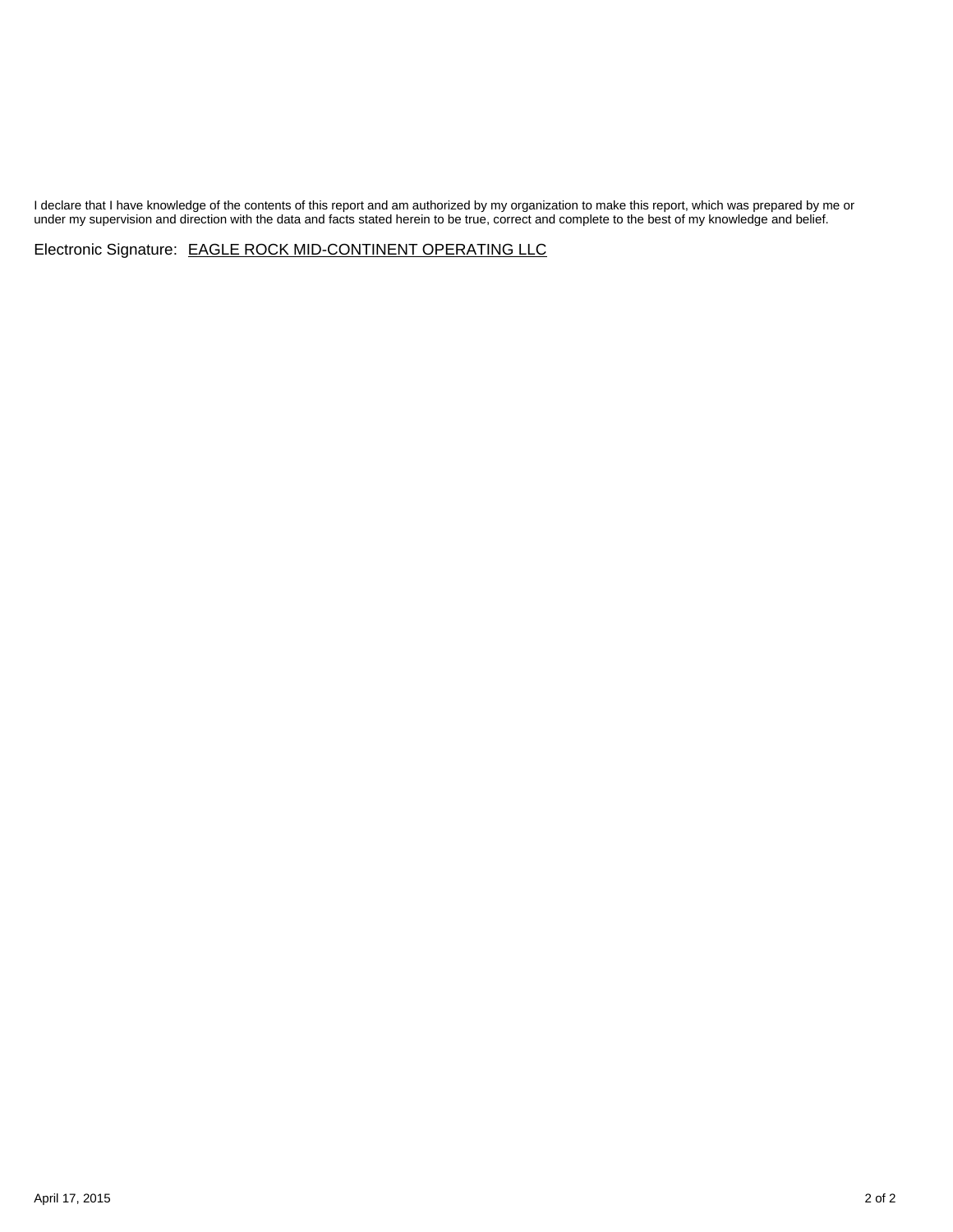I declare that I have knowledge of the contents of this report and am authorized by my organization to make this report, which was prepared by me or under my supervision and direction with the data and facts stated herein to be true, correct and complete to the best of my knowledge and belief.

Electronic Signature: EAGLE ROCK MID-CONTINENT OPERATING LLC

April 17, 2015